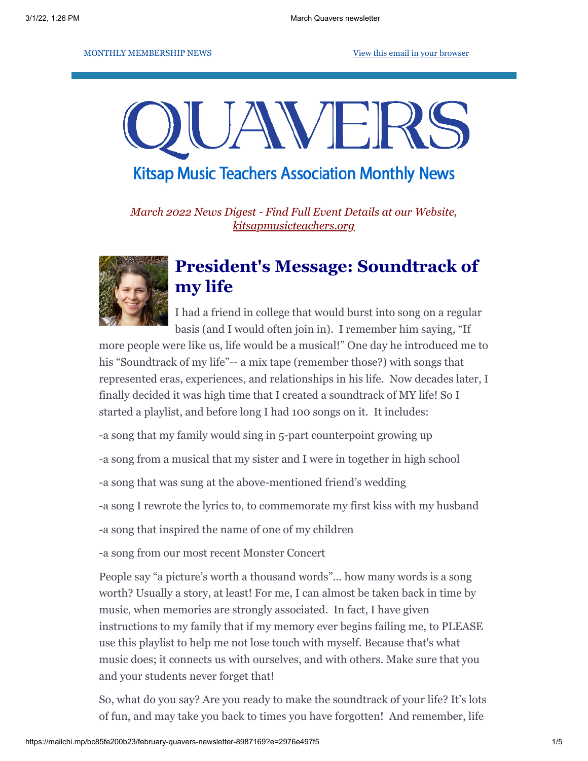MONTHLY MEMBERSHIP NEWS

View this email in your browser

# QUAVERS

## Kitsap Music Teachers Association Monthly News

*March 2022 News Digest - Find Full Event Details at our Website, kitsapmusicteachers.org*

## President's Message: Soundtrack of my life

I had a friend in college that would burst into song on a regular basis (and I would often join in). I remember him saying, "If more people were like us, life would be a musical!" One day he introduced me to his "Soundtrack of my life"-- a mix tape (remember those?) with songs that represented eras, experiences, and relationships in his life. Now decades later, I finally decided it was high time that I created a soundtrack of MY life! So I started a playlist, and before long I had 100 songs on it. It includes:

-a song that my family would sing in 5-part counterpoint growing up

-a song from a musical that my sister and I were in together in high school

-a song that was sung at the above-mentioned friend's wedding

-a song I rewrote the lyrics to, to commemorate my first kiss with my husband

-a song that inspired the name of one of my children

-a song from our most recent Monster Concert

People say "a picture's worth a thousand words"... how many words is a song worth? Usually a story, at least! For me, I can almost be taken back in time by music, when memories are strongly associated. In fact, I have given instructions to my family that if my memory ever begins failing me, to PLEASE use this playlist to help me not lose touch with myself. Because that's what music does; it connects us with ourselves, and with others. Make sure that you and your students never forget that!

So, what do you say? Are you ready to make the soundtrack of your life? It's lots of fun, and may take you back to times you have forgotten! And remember, life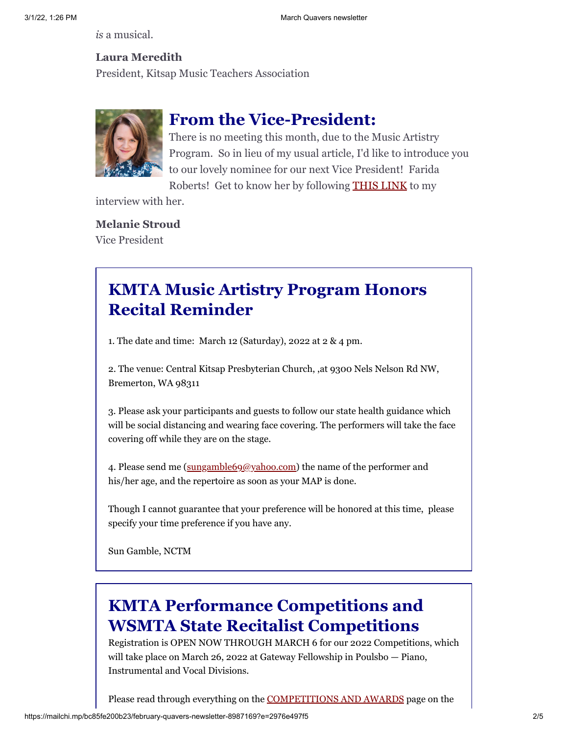*is* a musical.

**Laura Meredith**
President, Kitsap Music Teachers Association

## From the Vice-President:

There is no meeting this month, due to the Music Artistry Program. So in lieu of my usual article, I'd like to introduce you to our lovely nominee for our next Vice President! Farida Roberts! Get to know her by following THIS LINK to my interview with her.

**Melanie Stroud**
Vice President

## KMTA Music Artistry Program Honors Recital Reminder

1. The date and time: March 12 (Saturday), 2022 at 2 & 4 pm.

2. The venue: Central Kitsap Presbyterian Church, ,at 9300 Nels Nelson Rd NW, Bremerton, WA 98311

3. Please ask your participants and guests to follow our state health guidance which will be social distancing and wearing face covering. The performers will take the face covering off while they are on the stage.

4. Please send me (sungamble69@yahoo.com) the name of the performer and his/her age, and the repertoire as soon as your MAP is done.

Though I cannot guarantee that your preference will be honored at this time, please specify your time preference if you have any.

Sun Gamble, NCTM

## KMTA Performance Competitions and WSMTA State Recitalist Competitions

Registration is OPEN NOW THROUGH MARCH 6 for our 2022 Competitions, which will take place on March 26, 2022 at Gateway Fellowship in Poulsbo — Piano, Instrumental and Vocal Divisions.

Please read through everything on the COMPETITIONS AND AWARDS page on the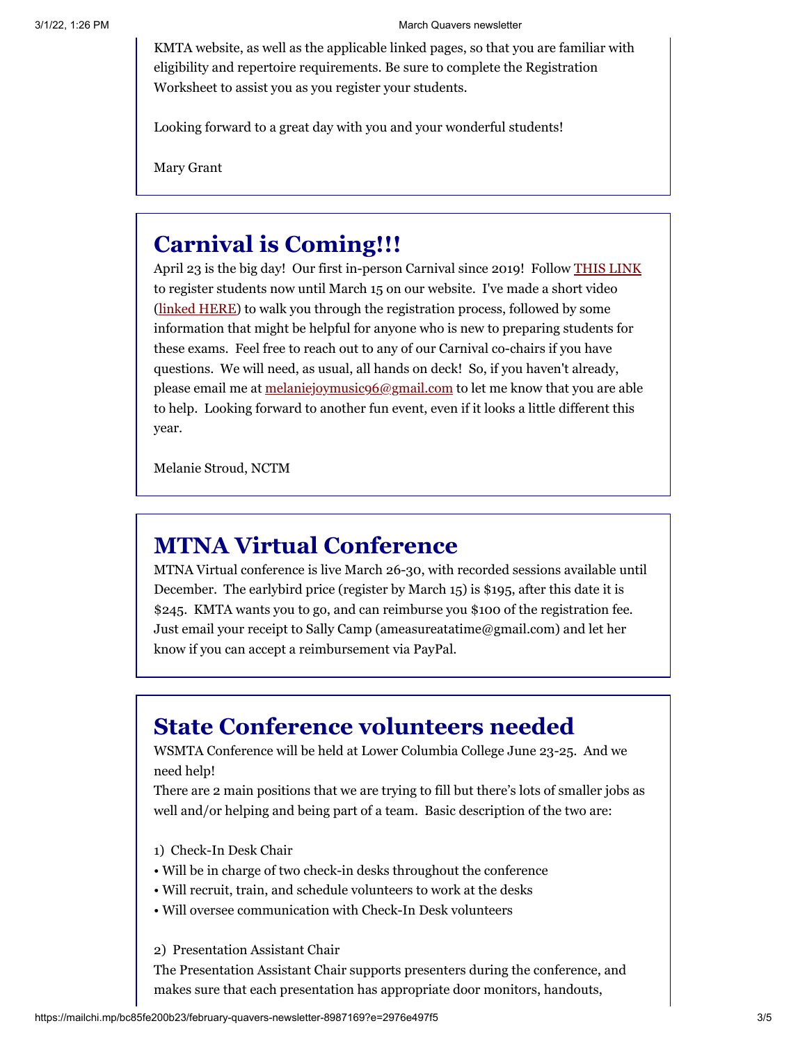KMTA website, as well as the applicable linked pages, so that you are familiar with eligibility and repertoire requirements. Be sure to complete the Registration Worksheet to assist you as you register your students.

Looking forward to a great day with you and your wonderful students!

Mary Grant

## Carnival is Coming!!!

April 23 is the big day! Our first in-person Carnival since 2019! Follow THIS LINK to register students now until March 15 on our website. I've made a short video (linked HERE) to walk you through the registration process, followed by some information that might be helpful for anyone who is new to preparing students for these exams. Feel free to reach out to any of our Carnival co-chairs if you have questions. We will need, as usual, all hands on deck! So, if you haven't already, please email me at melaniejoymusic96@gmail.com to let me know that you are able to help. Looking forward to another fun event, even if it looks a little different this year.

Melanie Stroud, NCTM

## MTNA Virtual Conference

MTNA Virtual conference is live March 26-30, with recorded sessions available until December. The earlybird price (register by March 15) is $195, after this date it is $245. KMTA wants you to go, and can reimburse you $100 of the registration fee. Just email your receipt to Sally Camp (ameasureatatime@gmail.com) and let her know if you can accept a reimbursement via PayPal.

## State Conference volunteers needed

WSMTA Conference will be held at Lower Columbia College June 23-25. And we need help!

There are 2 main positions that we are trying to fill but there's lots of smaller jobs as well and/or helping and being part of a team. Basic description of the two are:

1) Check-In Desk Chair

- Will be in charge of two check-in desks throughout the conference
- Will recruit, train, and schedule volunteers to work at the desks
- Will oversee communication with Check-In Desk volunteers

2) Presentation Assistant Chair

The Presentation Assistant Chair supports presenters during the conference, and makes sure that each presentation has appropriate door monitors, handouts,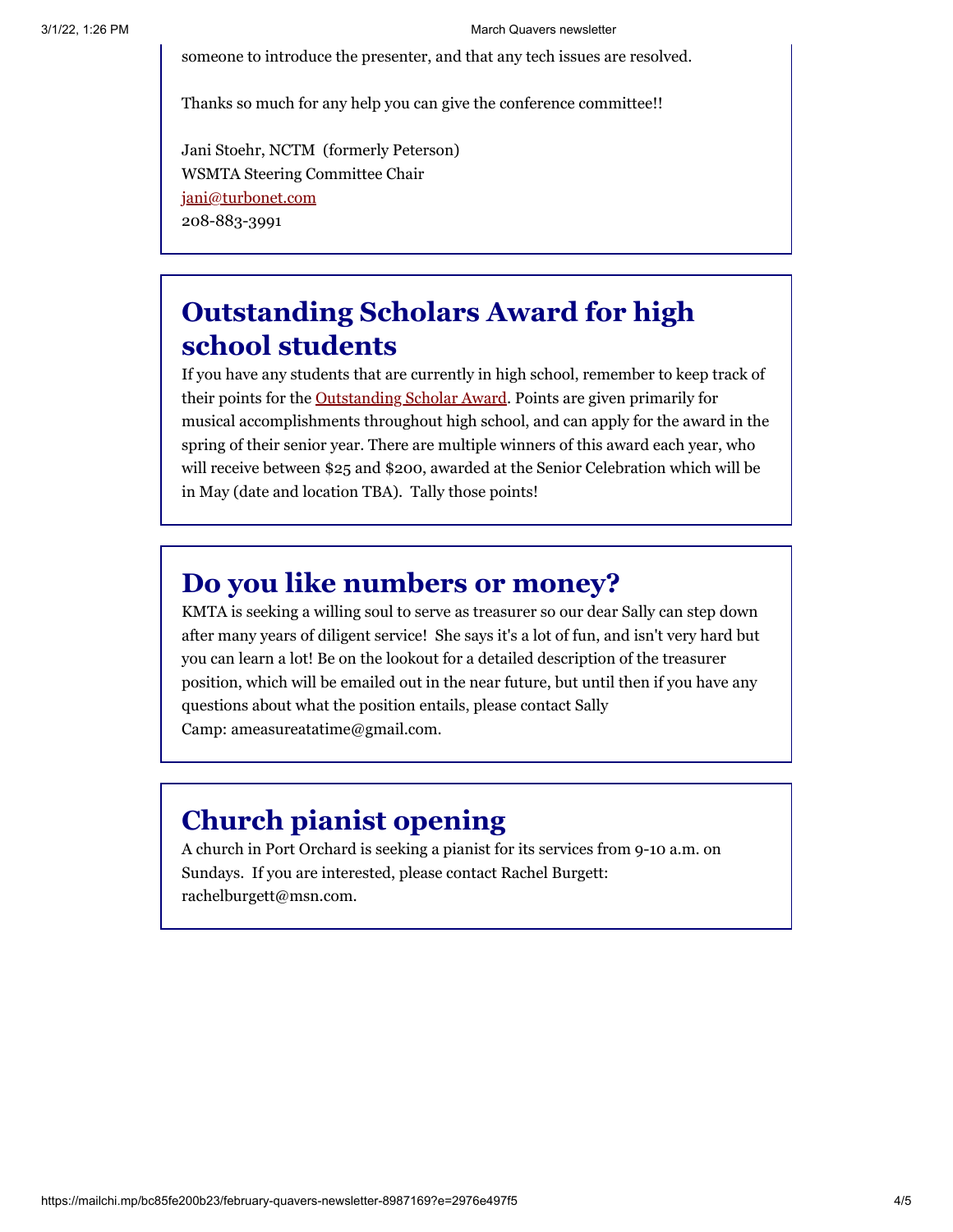someone to introduce the presenter, and that any tech issues are resolved.

Thanks so much for any help you can give the conference committee!!

Jani Stoehr, NCTM (formerly Peterson)
WSMTA Steering Committee Chair
jani@turbonet.com
208-883-3991

## Outstanding Scholars Award for high school students

If you have any students that are currently in high school, remember to keep track of their points for the Outstanding Scholar Award. Points are given primarily for musical accomplishments throughout high school, and can apply for the award in the spring of their senior year. There are multiple winners of this award each year, who will receive between $25 and $200, awarded at the Senior Celebration which will be in May (date and location TBA). Tally those points!

## Do you like numbers or money?

KMTA is seeking a willing soul to serve as treasurer so our dear Sally can step down after many years of diligent service! She says it's a lot of fun, and isn't very hard but you can learn a lot! Be on the lookout for a detailed description of the treasurer position, which will be emailed out in the near future, but until then if you have any questions about what the position entails, please contact Sally Camp: ameasureatatime@gmail.com.

## Church pianist opening

A church in Port Orchard is seeking a pianist for its services from 9-10 a.m. on Sundays. If you are interested, please contact Rachel Burgett: rachelburgett@msn.com.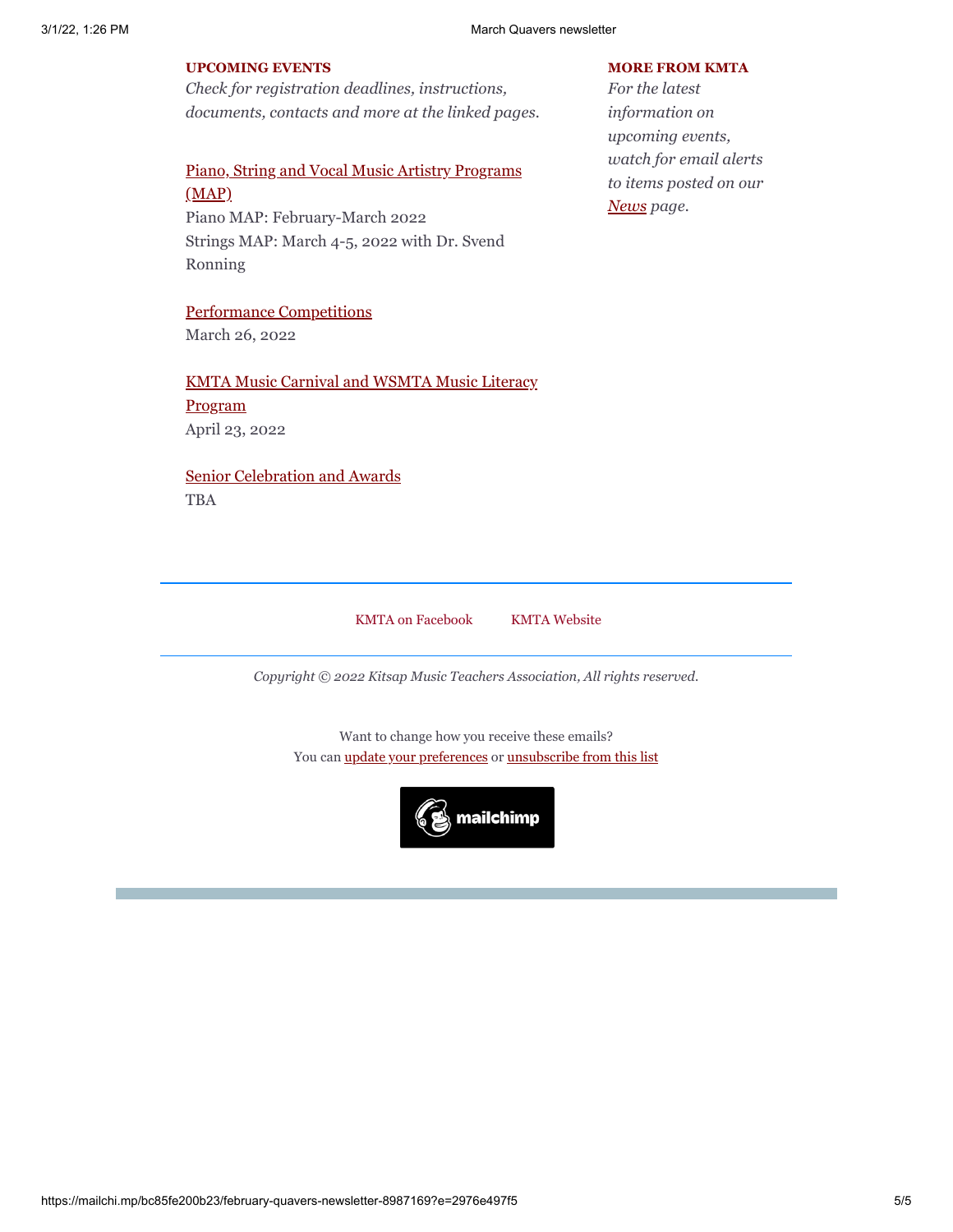**UPCOMING EVENTS**

*Check for registration deadlines, instructions, documents, contacts and more at the linked pages.*

Piano, String and Vocal Music Artistry Programs (MAP)
Piano MAP: February-March 2022
Strings MAP: March 4-5, 2022 with Dr. Svend Ronning

Performance Competitions
March 26, 2022

KMTA Music Carnival and WSMTA Music Literacy Program
April 23, 2022

Senior Celebration and Awards
TBA

**MORE FROM KMTA**

*For the latest information on upcoming events, watch for email alerts to items posted on our News page.*

---

KMTA on Facebook KMTA Website

---

*Copyright © 2022 Kitsap Music Teachers Association, All rights reserved.*

Want to change how you receive these emails?
You can update your preferences or unsubscribe from this list

mailchimp